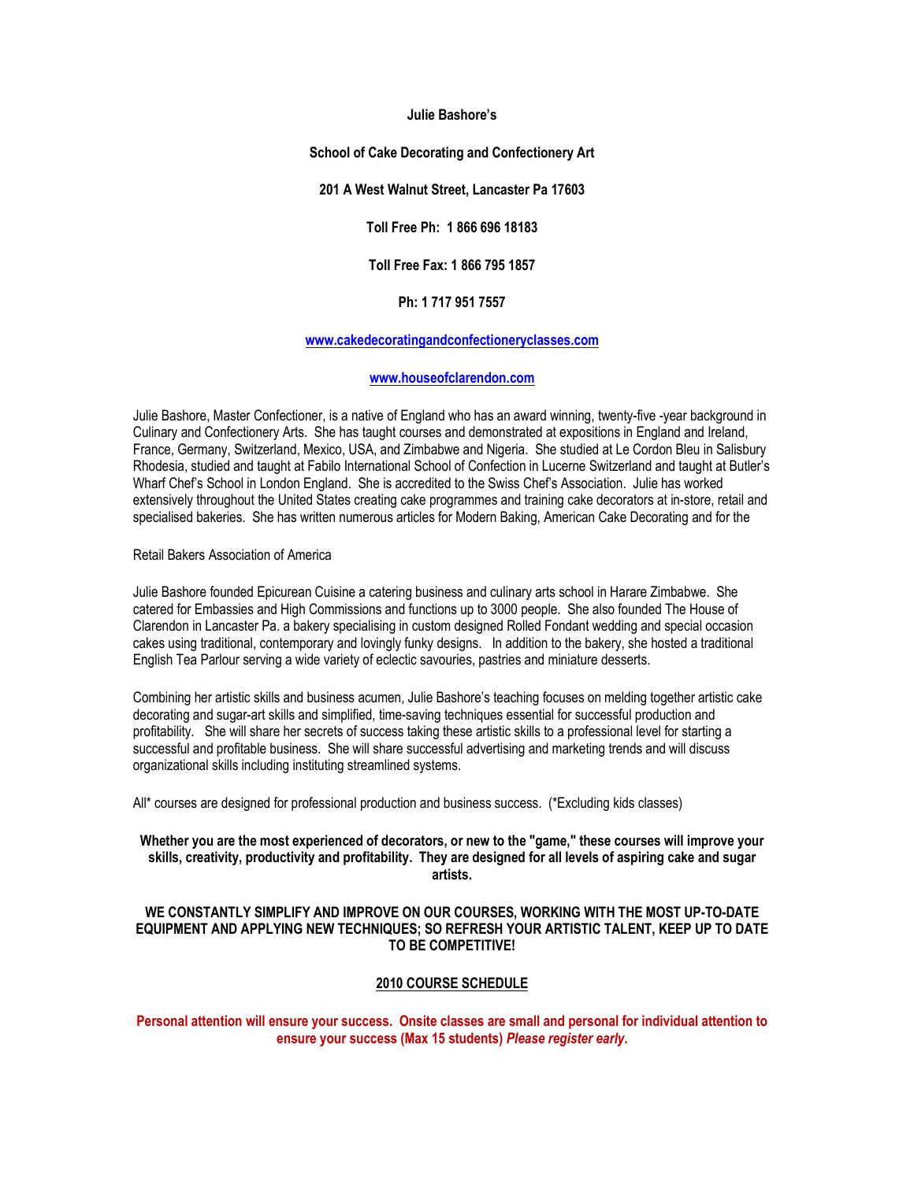**Julie Bashore's**

**School of Cake Decorating and Confectionery Art**

**201 A West Walnut Street, Lancaster Pa 17603**

**Toll Free Ph: 1 866 696 18183**

**Toll Free Fax: 1 866 795 1857**

**Ph: 1 717 951 7557**

**www.cakedecoratingandconfectioneryclasses.com**

**www.houseofclarendon.com**

Julie Bashore, Master Confectioner, is a native of England who has an award winning, twenty-five -year background in Culinary and Confectionery Arts. She has taught courses and demonstrated at expositions in England and Ireland, France, Germany, Switzerland, Mexico, USA, and Zimbabwe and Nigeria. She studied at Le Cordon Bleu in Salisbury Rhodesia, studied and taught at Fabilo International School of Confection in Lucerne Switzerland and taught at Butler's Wharf Chef's School in London England. She is accredited to the Swiss Chef's Association. Julie has worked extensively throughout the United States creating cake programmes and training cake decorators at in-store, retail and specialised bakeries. She has written numerous articles for Modern Baking, American Cake Decorating and for the

Retail Bakers Association of America

Julie Bashore founded Epicurean Cuisine a catering business and culinary arts school in Harare Zimbabwe. She catered for Embassies and High Commissions and functions up to 3000 people. She also founded The House of Clarendon in Lancaster Pa. a bakery specialising in custom designed Rolled Fondant wedding and special occasion cakes using traditional, contemporary and lovingly funky designs. In addition to the bakery, she hosted a traditional English Tea Parlour serving a wide variety of eclectic savouries, pastries and miniature desserts.

Combining her artistic skills and business acumen, Julie Bashore's teaching focuses on melding together artistic cake decorating and sugar-art skills and simplified, time-saving techniques essential for successful production and profitability. She will share her secrets of success taking these artistic skills to a professional level for starting a successful and profitable business. She will share successful advertising and marketing trends and will discuss organizational skills including instituting streamlined systems.

All* courses are designed for professional production and business success. (*Excluding kids classes)

**Whether you are the most experienced of decorators, or new to the "game," these courses will improve your skills, creativity, productivity and profitability. They are designed for all levels of aspiring cake and sugar artists.**

**WE CONSTANTLY SIMPLIFY AND IMPROVE ON OUR COURSES, WORKING WITH THE MOST UP-TO-DATE EQUIPMENT AND APPLYING NEW TECHNIQUES; SO REFRESH YOUR ARTISTIC TALENT, KEEP UP TO DATE TO BE COMPETITIVE!**

## 2010 COURSE SCHEDULE

**Personal attention will ensure your success. Onsite classes are small and personal for individual attention to ensure your success (Max 15 students) *Please register early*.**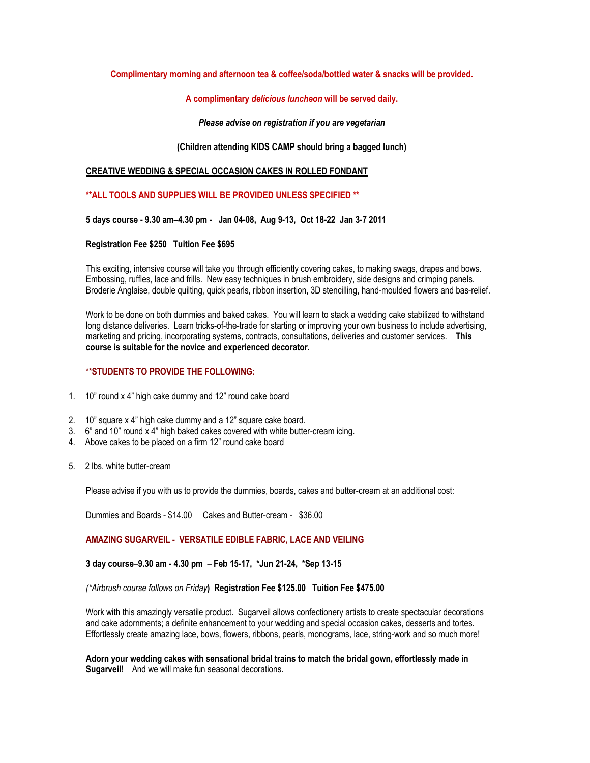**Complimentary morning and afternoon tea & coffee/soda/bottled water & snacks will be provided.**

**A complimentary *delicious luncheon* will be served daily.**

***Please advise on registration if you are vegetarian***

**(Children attending KIDS CAMP should bring a bagged lunch)**

## CREATIVE WEDDING & SPECIAL OCCASION CAKES IN ROLLED FONDANT

****ALL TOOLS AND SUPPLIES WILL BE PROVIDED UNLESS SPECIFIED ****

**5 days course - 9.30 am–4.30 pm - Jan 04-08, Aug 9-13, Oct 18-22 Jan 3-7 2011**

**Registration Fee $250 Tuition Fee $695**

This exciting, intensive course will take you through efficiently covering cakes, to making swags, drapes and bows. Embossing, ruffles, lace and frills. New easy techniques in brush embroidery, side designs and crimping panels. Broderie Anglaise, double quilting, quick pearls, ribbon insertion, 3D stencilling, hand-moulded flowers and bas-relief.

Work to be done on both dummies and baked cakes. You will learn to stack a wedding cake stabilized to withstand long distance deliveries. Learn tricks-of-the-trade for starting or improving your own business to include advertising, marketing and pricing, incorporating systems, contracts, consultations, deliveries and customer services. **This course is suitable for the novice and experienced decorator.**

****STUDENTS TO PROVIDE THE FOLLOWING:**

1. 10" round x 4" high cake dummy and 12" round cake board
2. 10" square x 4" high cake dummy and a 12" square cake board.
3. 6" and 10" round x 4" high baked cakes covered with white butter-cream icing.
4. Above cakes to be placed on a firm 12" round cake board
5. 2 lbs. white butter-cream

Please advise if you with us to provide the dummies, boards, cakes and butter-cream at an additional cost:

Dummies and Boards - $14.00 Cakes and Butter-cream - $36.00

## AMAZING SUGARVEIL - VERSATILE EDIBLE FABRIC, LACE AND VEILING

**3 day course–9.30 am - 4.30 pm – Feb 15-17, *Jun 21-24, *Sep 13-15**

*(*Airbrush course follows on Friday*) **Registration Fee $125.00 Tuition Fee $475.00**

Work with this amazingly versatile product. Sugarveil allows confectionery artists to create spectacular decorations and cake adornments; a definite enhancement to your wedding and special occasion cakes, desserts and tortes. Effortlessly create amazing lace, bows, flowers, ribbons, pearls, monograms, lace, string-work and so much more!

**Adorn your wedding cakes with sensational bridal trains to match the bridal gown, effortlessly made in Sugarveil**! And we will make fun seasonal decorations.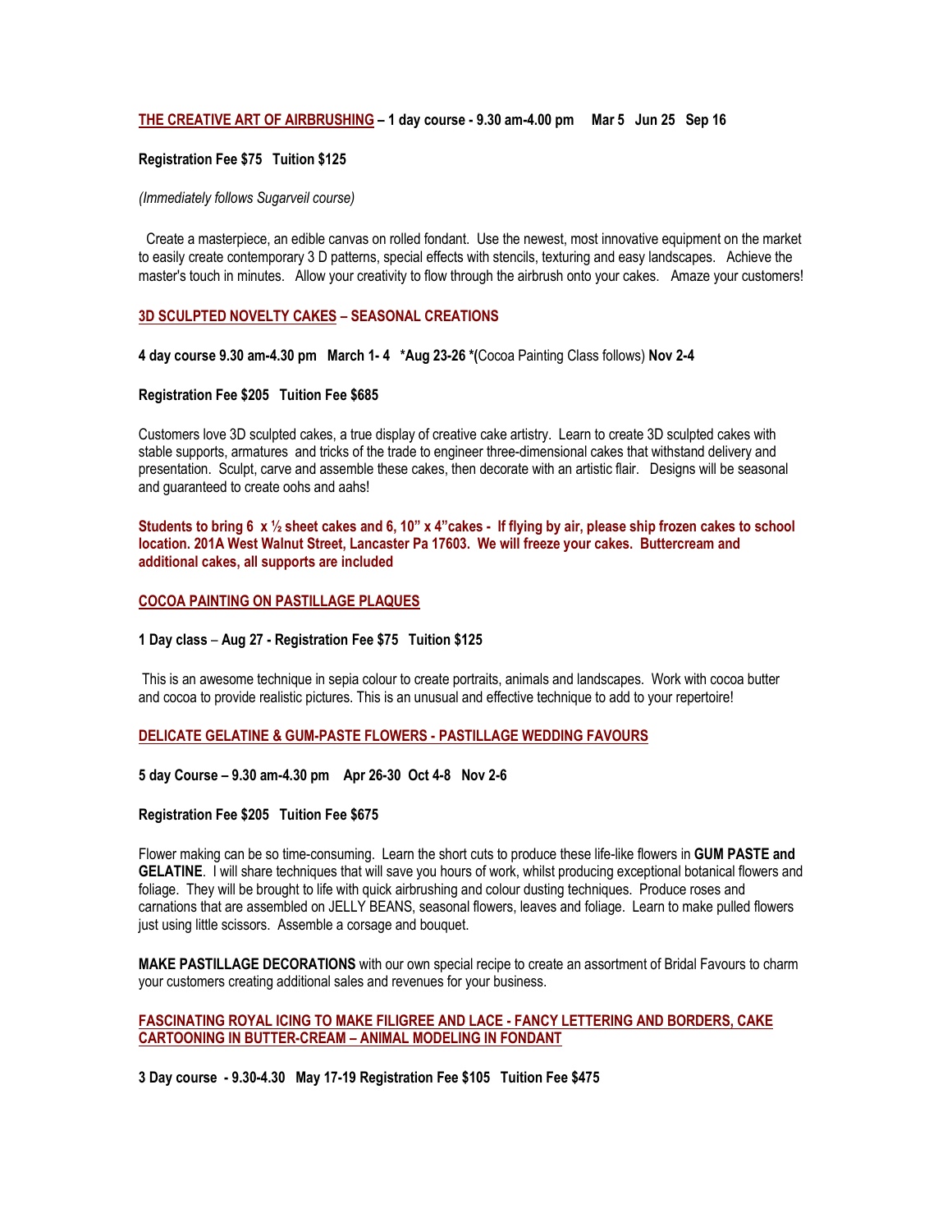**THE CREATIVE ART OF AIRBRUSHING – 1 day course - 9.30 am-4.00 pm Mar 5 Jun 25 Sep 16**

**Registration Fee $75 Tuition $125**

*(Immediately follows Sugarveil course)*

Create a masterpiece, an edible canvas on rolled fondant. Use the newest, most innovative equipment on the market to easily create contemporary 3 D patterns, special effects with stencils, texturing and easy landscapes. Achieve the master's touch in minutes. Allow your creativity to flow through the airbrush onto your cakes. Amaze your customers!

**3D SCULPTED NOVELTY CAKES – SEASONAL CREATIONS**

**4 day course 9.30 am-4.30 pm March 1- 4 *Aug 23-26 *(**Cocoa Painting Class follows) **Nov 2-4**

**Registration Fee $205 Tuition Fee $685**

Customers love 3D sculpted cakes, a true display of creative cake artistry. Learn to create 3D sculpted cakes with stable supports, armatures and tricks of the trade to engineer three-dimensional cakes that withstand delivery and presentation. Sculpt, carve and assemble these cakes, then decorate with an artistic flair. Designs will be seasonal and guaranteed to create oohs and aahs!

**Students to bring 6 x ½ sheet cakes and 6, 10" x 4"cakes - If flying by air, please ship frozen cakes to school location. 201A West Walnut Street, Lancaster Pa 17603. We will freeze your cakes. Buttercream and additional cakes, all supports are included**

**COCOA PAINTING ON PASTILLAGE PLAQUES**

**1 Day class – Aug 27 - Registration Fee $75 Tuition $125**

This is an awesome technique in sepia colour to create portraits, animals and landscapes. Work with cocoa butter and cocoa to provide realistic pictures. This is an unusual and effective technique to add to your repertoire!

**DELICATE GELATINE & GUM-PASTE FLOWERS - PASTILLAGE WEDDING FAVOURS**

**5 day Course – 9.30 am-4.30 pm Apr 26-30 Oct 4-8 Nov 2-6**

**Registration Fee $205 Tuition Fee $675**

Flower making can be so time-consuming. Learn the short cuts to produce these life-like flowers in **GUM PASTE and GELATINE**. I will share techniques that will save you hours of work, whilst producing exceptional botanical flowers and foliage. They will be brought to life with quick airbrushing and colour dusting techniques. Produce roses and carnations that are assembled on JELLY BEANS, seasonal flowers, leaves and foliage. Learn to make pulled flowers just using little scissors. Assemble a corsage and bouquet.

**MAKE PASTILLAGE DECORATIONS** with our own special recipe to create an assortment of Bridal Favours to charm your customers creating additional sales and revenues for your business.

**FASCINATING ROYAL ICING TO MAKE FILIGREE AND LACE - FANCY LETTERING AND BORDERS, CAKE CARTOONING IN BUTTER-CREAM – ANIMAL MODELING IN FONDANT**

**3 Day course - 9.30-4.30 May 17-19 Registration Fee $105 Tuition Fee $475**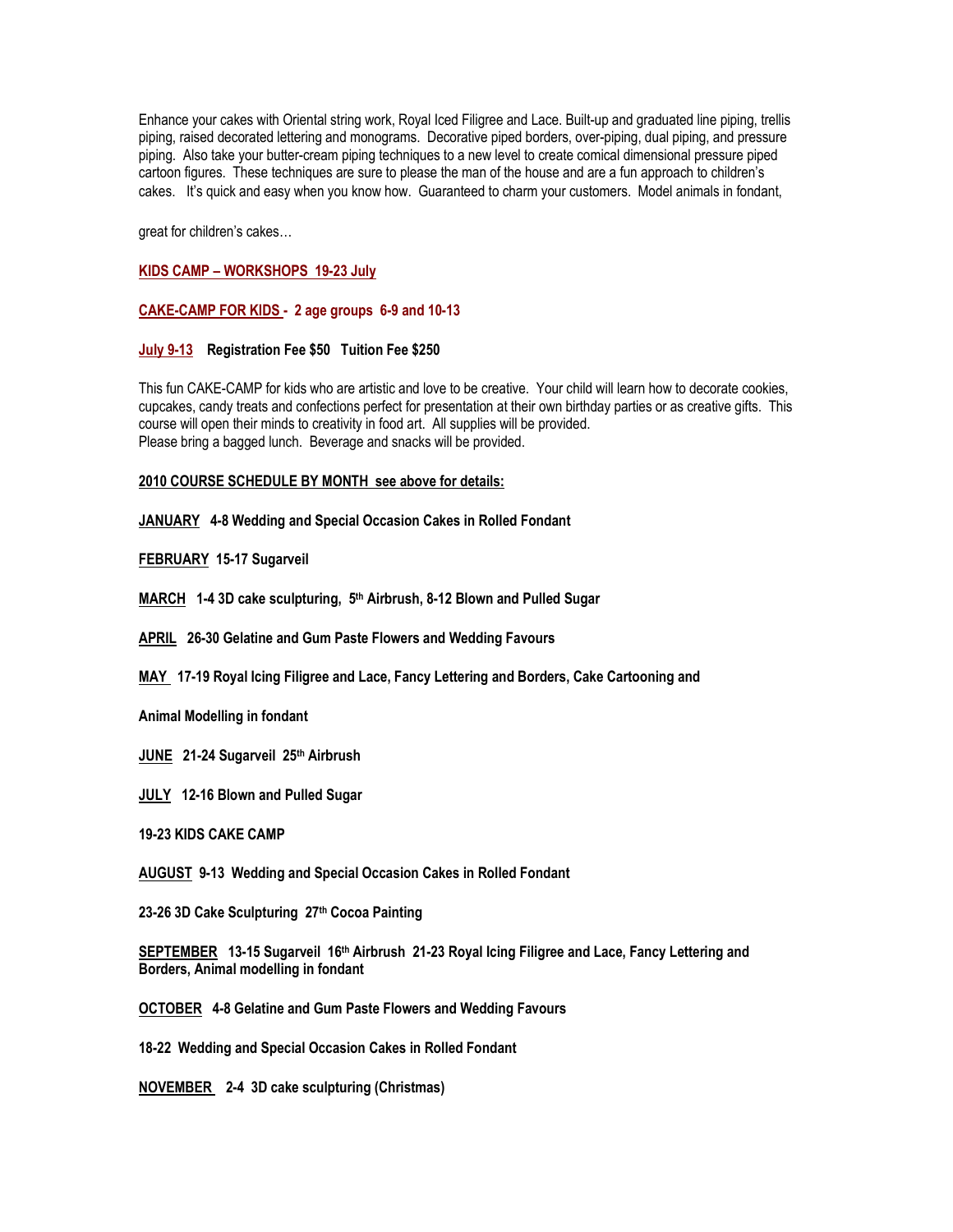Enhance your cakes with Oriental string work, Royal Iced Filigree and Lace. Built-up and graduated line piping, trellis piping, raised decorated lettering and monograms. Decorative piped borders, over-piping, dual piping, and pressure piping. Also take your butter-cream piping techniques to a new level to create comical dimensional pressure piped cartoon figures. These techniques are sure to please the man of the house and are a fun approach to children's cakes. It's quick and easy when you know how. Guaranteed to charm your customers. Model animals in fondant,

great for children's cakes…

**KIDS CAMP – WORKSHOPS 19-23 July**

**CAKE-CAMP FOR KIDS - 2 age groups 6-9 and 10-13**

**July 9-13 Registration Fee $50 Tuition Fee $250**

This fun CAKE-CAMP for kids who are artistic and love to be creative. Your child will learn how to decorate cookies, cupcakes, candy treats and confections perfect for presentation at their own birthday parties or as creative gifts. This course will open their minds to creativity in food art. All supplies will be provided.
Please bring a bagged lunch. Beverage and snacks will be provided.

**2010 COURSE SCHEDULE BY MONTH see above for details:**

**JANUARY 4-8 Wedding and Special Occasion Cakes in Rolled Fondant**

**FEBRUARY 15-17 Sugarveil**

**MARCH 1-4 3D cake sculpturing, 5th Airbrush, 8-12 Blown and Pulled Sugar**

**APRIL 26-30 Gelatine and Gum Paste Flowers and Wedding Favours**

**MAY 17-19 Royal Icing Filigree and Lace, Fancy Lettering and Borders, Cake Cartooning and**

**Animal Modelling in fondant**

**JUNE 21-24 Sugarveil 25th Airbrush**

**JULY 12-16 Blown and Pulled Sugar**

**19-23 KIDS CAKE CAMP**

**AUGUST 9-13 Wedding and Special Occasion Cakes in Rolled Fondant**

**23-26 3D Cake Sculpturing 27th Cocoa Painting**

**SEPTEMBER 13-15 Sugarveil 16th Airbrush 21-23 Royal Icing Filigree and Lace, Fancy Lettering and Borders, Animal modelling in fondant**

**OCTOBER 4-8 Gelatine and Gum Paste Flowers and Wedding Favours**

**18-22 Wedding and Special Occasion Cakes in Rolled Fondant**

**NOVEMBER 2-4 3D cake sculpturing (Christmas)**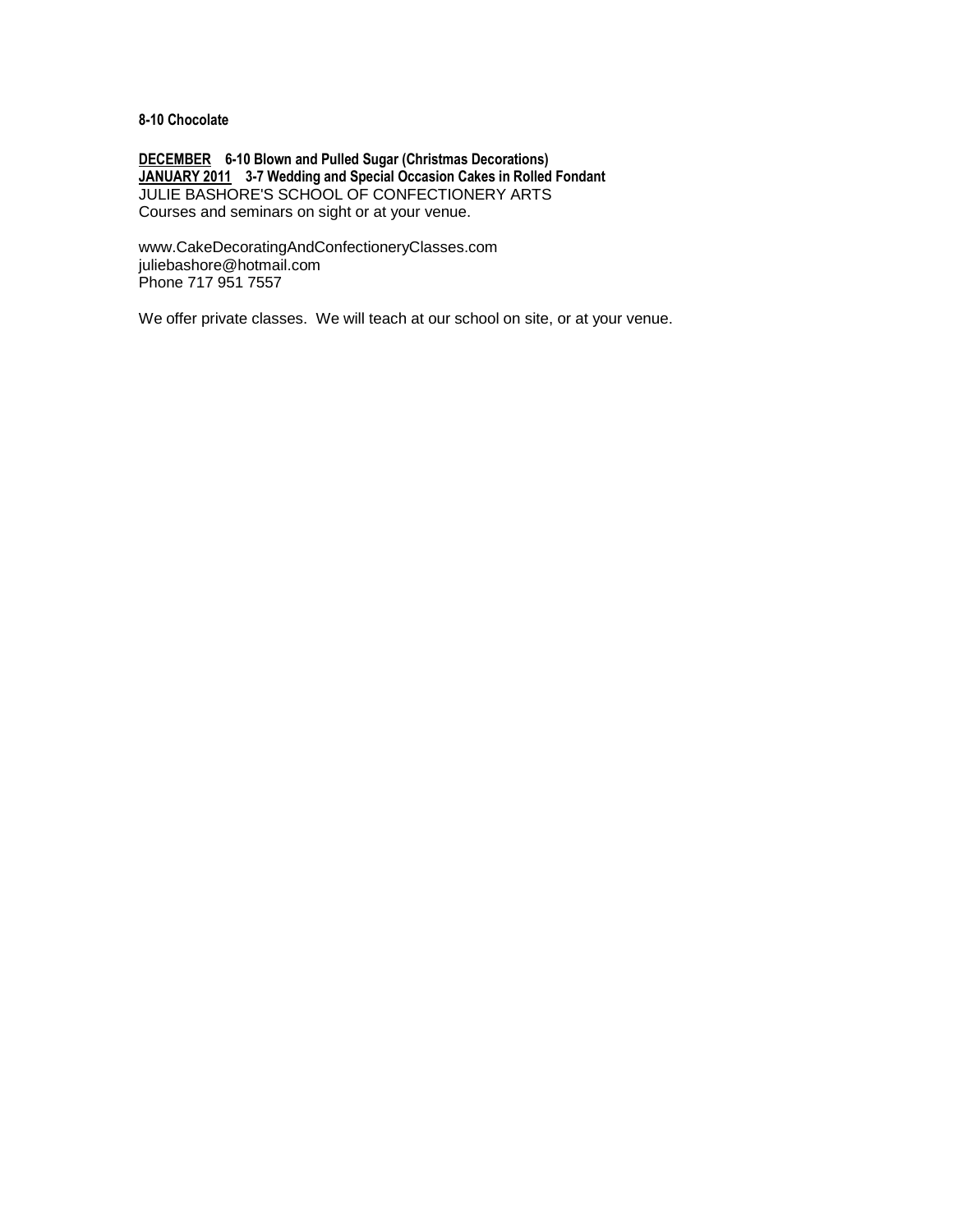**8-10 Chocolate**

**DECEMBER** **6-10 Blown and Pulled Sugar (Christmas Decorations)**
**JANUARY 2011** **3-7 Wedding and Special Occasion Cakes in Rolled Fondant**
JULIE BASHORE'S SCHOOL OF CONFECTIONERY ARTS
Courses and seminars on sight or at your venue.

www.CakeDecoratingAndConfectioneryClasses.com
juliebashore@hotmail.com
Phone 717 951 7557

We offer private classes. We will teach at our school on site, or at your venue.